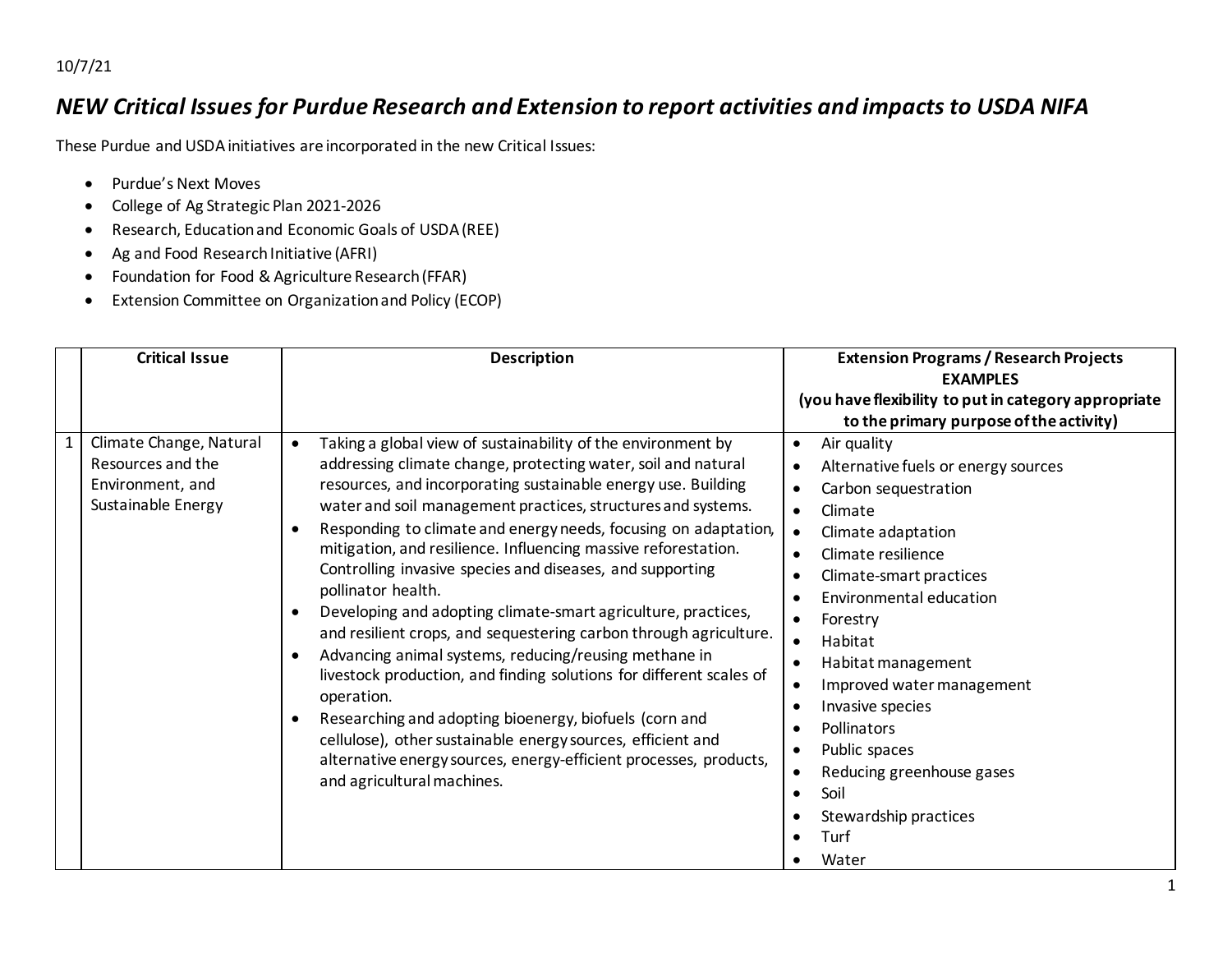10/7/21

# *NEW Critical Issues for Purdue Research and Extension to report activities and impacts to USDA NIFA*

These Purdue and USDA initiatives are incorporated in the new Critical Issues:

- Purdue's Next Moves
- College of Ag Strategic Plan 2021-2026
- Research, Education and Economic Goals of USDA (REE)
- Ag and Food Research Initiative (AFRI)
- Foundation for Food & Agriculture Research (FFAR)
- Extension Committee on Organization and Policy (ECOP)

| | **Critical Issue** | **Description** | **Extension Programs / Research Projects EXAMPLES (you have flexibility to put in category appropriate to the primary purpose of the activity)** |
|---|---|---|---|
| 1 | Climate Change, Natural Resources and the Environment, and Sustainable Energy | • Taking a global view of sustainability of the environment by addressing climate change, protecting water, soil and natural resources, and incorporating sustainable energy use. Building water and soil management practices, structures and systems.<br>• Responding to climate and energy needs, focusing on adaptation, mitigation, and resilience. Influencing massive reforestation. Controlling invasive species and diseases, and supporting pollinator health.<br>• Developing and adopting climate-smart agriculture, practices, and resilient crops, and sequestering carbon through agriculture.<br>• Advancing animal systems, reducing/reusing methane in livestock production, and finding solutions for different scales of operation.<br>• Researching and adopting bioenergy, biofuels (corn and cellulose), other sustainable energy sources, efficient and alternative energy sources, energy-efficient processes, products, and agricultural machines. | • Air quality<br>• Alternative fuels or energy sources<br>• Carbon sequestration<br>• Climate<br>• Climate adaptation<br>• Climate resilience<br>• Climate-smart practices<br>• Environmental education<br>• Forestry<br>• Habitat<br>• Habitat management<br>• Improved water management<br>• Invasive species<br>• Pollinators<br>• Public spaces<br>• Reducing greenhouse gases<br>• Soil<br>• Stewardship practices<br>• Turf<br>• Water |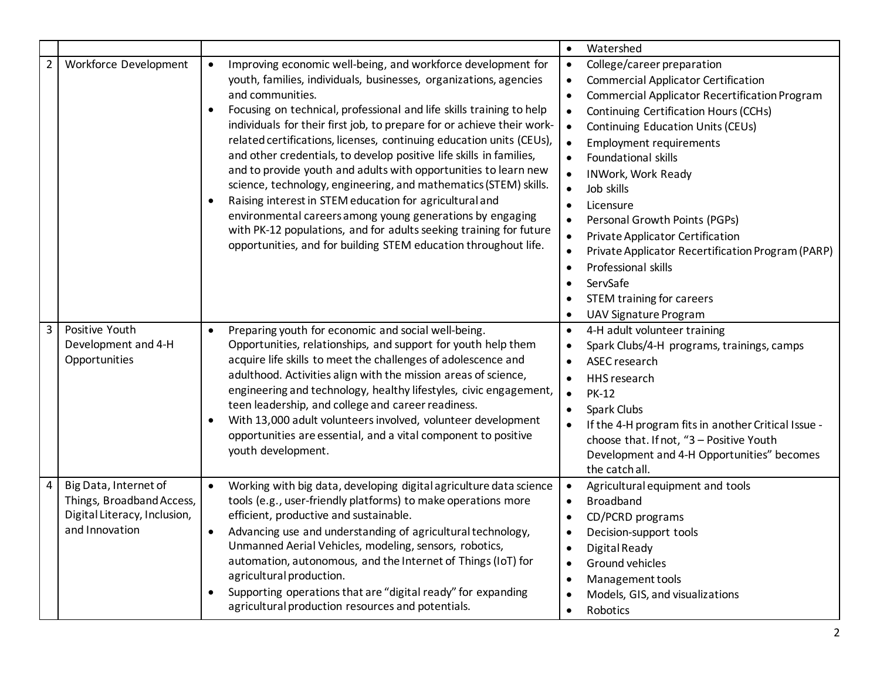| | | | |
|---|---|---|---|
| | | | • Watershed |
| 2 | Workforce Development | • Improving economic well-being, and workforce development for youth, families, individuals, businesses, organizations, agencies and communities.<br>• Focusing on technical, professional and life skills training to help individuals for their first job, to prepare for or achieve their work-related certifications, licenses, continuing education units (CEUs), and other credentials, to develop positive life skills in families, and to provide youth and adults with opportunities to learn new science, technology, engineering, and mathematics (STEM) skills.<br>• Raising interest in STEM education for agricultural and environmental careers among young generations by engaging with PK-12 populations, and for adults seeking training for future opportunities, and for building STEM education throughout life. | • College/career preparation<br>• Commercial Applicator Certification<br>• Commercial Applicator Recertification Program<br>• Continuing Certification Hours (CCHs)<br>• Continuing Education Units (CEUs)<br>• Employment requirements<br>• Foundational skills<br>• INWork, Work Ready<br>• Job skills<br>• Licensure<br>• Personal Growth Points (PGPs)<br>• Private Applicator Certification<br>• Private Applicator Recertification Program (PARP)<br>• Professional skills<br>• ServSafe<br>• STEM training for careers<br>• UAV Signature Program |
| 3 | Positive Youth Development and 4-H Opportunities | • Preparing youth for economic and social well-being. Opportunities, relationships, and support for youth help them acquire life skills to meet the challenges of adolescence and adulthood. Activities align with the mission areas of science, engineering and technology, healthy lifestyles, civic engagement, teen leadership, and college and career readiness.<br>• With 13,000 adult volunteers involved, volunteer development opportunities are essential, and a vital component to positive youth development. | • 4-H adult volunteer training<br>• Spark Clubs/4-H programs, trainings, camps<br>• ASEC research<br>• HHS research<br>• PK-12<br>• Spark Clubs<br>• If the 4-H program fits in another Critical Issue - choose that. If not, "3 – Positive Youth Development and 4-H Opportunities" becomes the catch all. |
| 4 | Big Data, Internet of Things, Broadband Access, Digital Literacy, Inclusion, and Innovation | • Working with big data, developing digital agriculture data science tools (e.g., user-friendly platforms) to make operations more efficient, productive and sustainable.<br>• Advancing use and understanding of agricultural technology, Unmanned Aerial Vehicles, modeling, sensors, robotics, automation, autonomous, and the Internet of Things (IoT) for agricultural production.<br>• Supporting operations that are "digital ready" for expanding agricultural production resources and potentials. | • Agricultural equipment and tools<br>• Broadband<br>• CD/PCRD programs<br>• Decision-support tools<br>• Digital Ready<br>• Ground vehicles<br>• Management tools<br>• Models, GIS, and visualizations<br>• Robotics |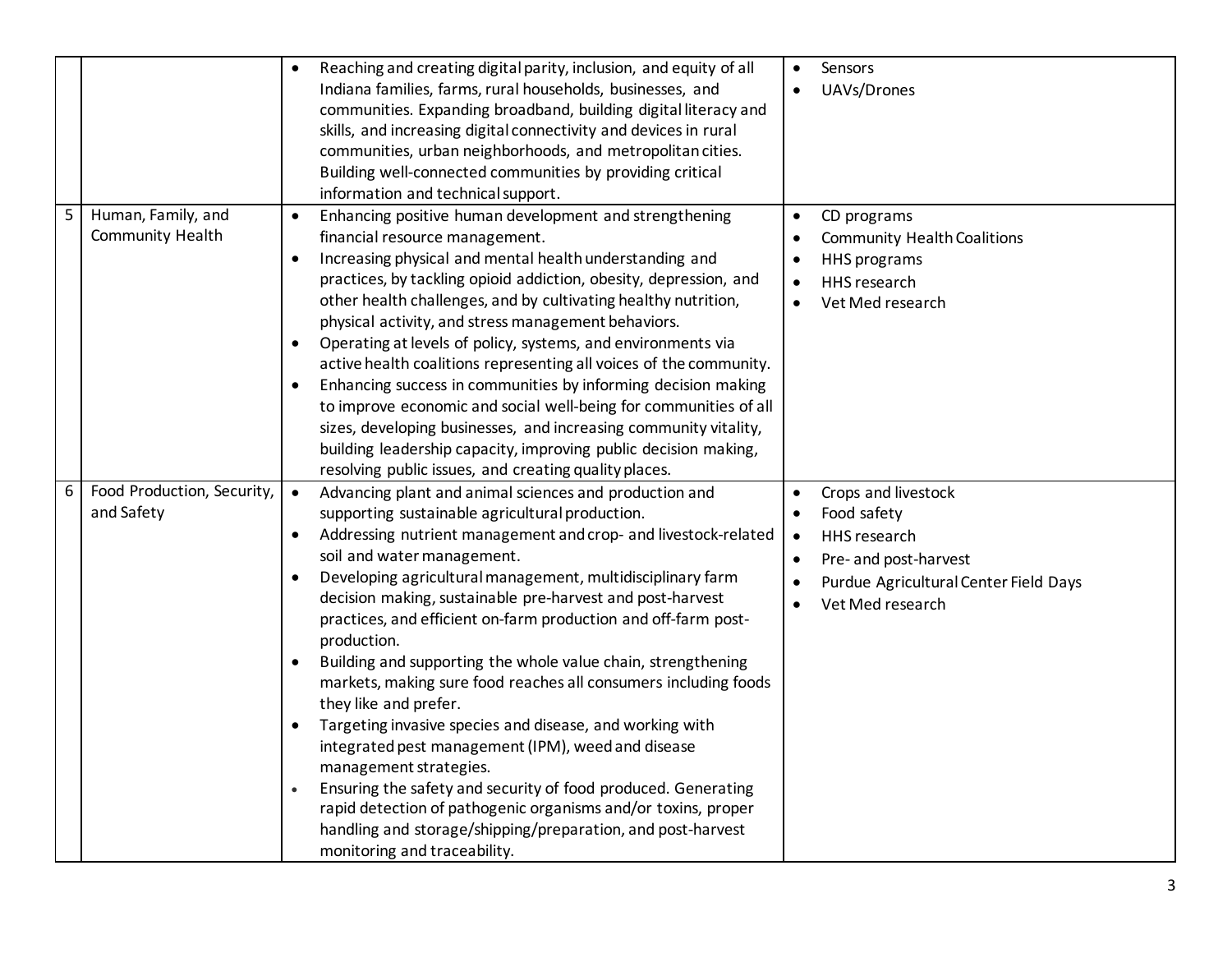| | | | |
|---|---|---|---|
| | | • Reaching and creating digital parity, inclusion, and equity of all Indiana families, farms, rural households, businesses, and communities. Expanding broadband, building digital literacy and skills, and increasing digital connectivity and devices in rural communities, urban neighborhoods, and metropolitan cities. Building well-connected communities by providing critical information and technical support. | • Sensors<br>• UAVs/Drones |
| 5 | Human, Family, and Community Health | • Enhancing positive human development and strengthening financial resource management.<br>• Increasing physical and mental health understanding and practices, by tackling opioid addiction, obesity, depression, and other health challenges, and by cultivating healthy nutrition, physical activity, and stress management behaviors.<br>• Operating at levels of policy, systems, and environments via active health coalitions representing all voices of the community.<br>• Enhancing success in communities by informing decision making to improve economic and social well-being for communities of all sizes, developing businesses, and increasing community vitality, building leadership capacity, improving public decision making, resolving public issues, and creating quality places. | • CD programs<br>• Community Health Coalitions<br>• HHS programs<br>• HHS research<br>• Vet Med research |
| 6 | Food Production, Security, and Safety | • Advancing plant and animal sciences and production and supporting sustainable agricultural production.<br>• Addressing nutrient management and crop- and livestock-related soil and water management.<br>• Developing agricultural management, multidisciplinary farm decision making, sustainable pre-harvest and post-harvest practices, and efficient on-farm production and off-farm post-production.<br>• Building and supporting the whole value chain, strengthening markets, making sure food reaches all consumers including foods they like and prefer.<br>• Targeting invasive species and disease, and working with integrated pest management (IPM), weed and disease management strategies.<br>• Ensuring the safety and security of food produced. Generating rapid detection of pathogenic organisms and/or toxins, proper handling and storage/shipping/preparation, and post-harvest monitoring and traceability. | • Crops and livestock<br>• Food safety<br>• HHS research<br>• Pre- and post-harvest<br>• Purdue Agricultural Center Field Days<br>• Vet Med research |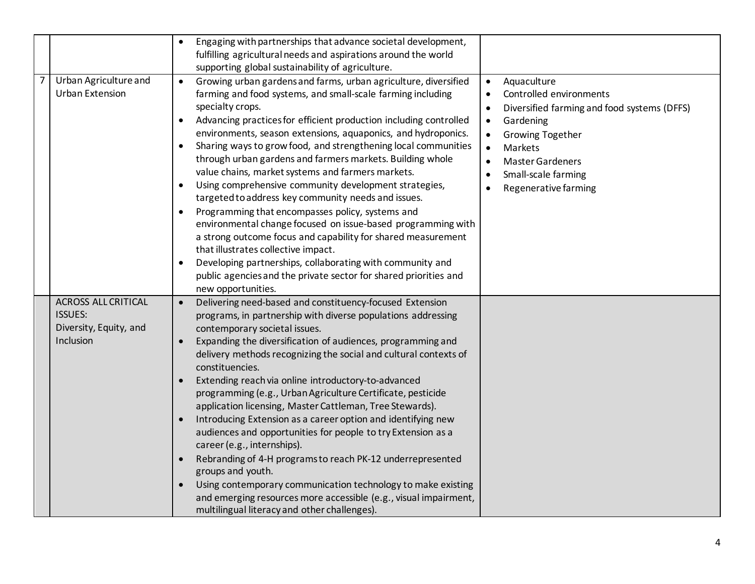| | | | |
|---|---|---|---|
| | | • Engaging with partnerships that advance societal development, fulfilling agricultural needs and aspirations around the world supporting global sustainability of agriculture. | |
| 7 | Urban Agriculture and Urban Extension | • Growing urban gardens and farms, urban agriculture, diversified farming and food systems, and small-scale farming including specialty crops.<br>• Advancing practices for efficient production including controlled environments, season extensions, aquaponics, and hydroponics.<br>• Sharing ways to grow food, and strengthening local communities through urban gardens and farmers markets. Building whole value chains, market systems and farmers markets.<br>• Using comprehensive community development strategies, targeted to address key community needs and issues.<br>• Programming that encompasses policy, systems and environmental change focused on issue-based programming with a strong outcome focus and capability for shared measurement that illustrates collective impact.<br>• Developing partnerships, collaborating with community and public agencies and the private sector for shared priorities and new opportunities. | • Aquaculture<br>• Controlled environments<br>• Diversified farming and food systems (DFFS)<br>• Gardening<br>• Growing Together<br>• Markets<br>• Master Gardeners<br>• Small-scale farming<br>• Regenerative farming |
| | ACROSS ALL CRITICAL ISSUES: Diversity, Equity, and Inclusion | • Delivering need-based and constituency-focused Extension programs, in partnership with diverse populations addressing contemporary societal issues.<br>• Expanding the diversification of audiences, programming and delivery methods recognizing the social and cultural contexts of constituencies.<br>• Extending reach via online introductory-to-advanced programming (e.g., Urban Agriculture Certificate, pesticide application licensing, Master Cattleman, Tree Stewards).<br>• Introducing Extension as a career option and identifying new audiences and opportunities for people to try Extension as a career (e.g., internships).<br>• Rebranding of 4-H programs to reach PK-12 underrepresented groups and youth.<br>• Using contemporary communication technology to make existing and emerging resources more accessible (e.g., visual impairment, multilingual literacy and other challenges). | |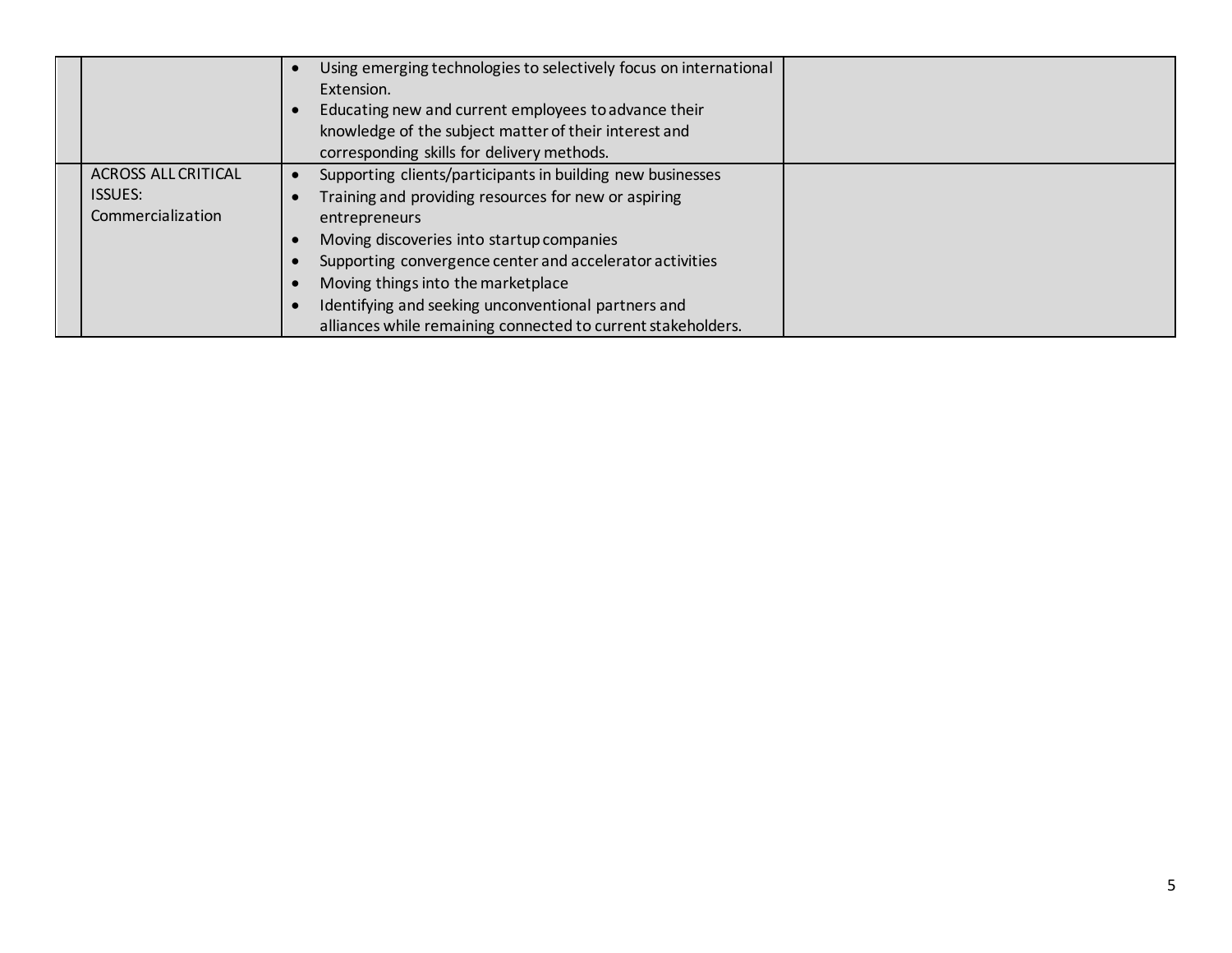| | | | |
|---|---|---|---|
| | | • Using emerging technologies to selectively focus on international Extension.<br>• Educating new and current employees to advance their knowledge of the subject matter of their interest and corresponding skills for delivery methods. | |
| | ACROSS ALL CRITICAL ISSUES: Commercialization | • Supporting clients/participants in building new businesses<br>• Training and providing resources for new or aspiring entrepreneurs<br>• Moving discoveries into startup companies<br>• Supporting convergence center and accelerator activities<br>• Moving things into the marketplace<br>• Identifying and seeking unconventional partners and alliances while remaining connected to current stakeholders. | |